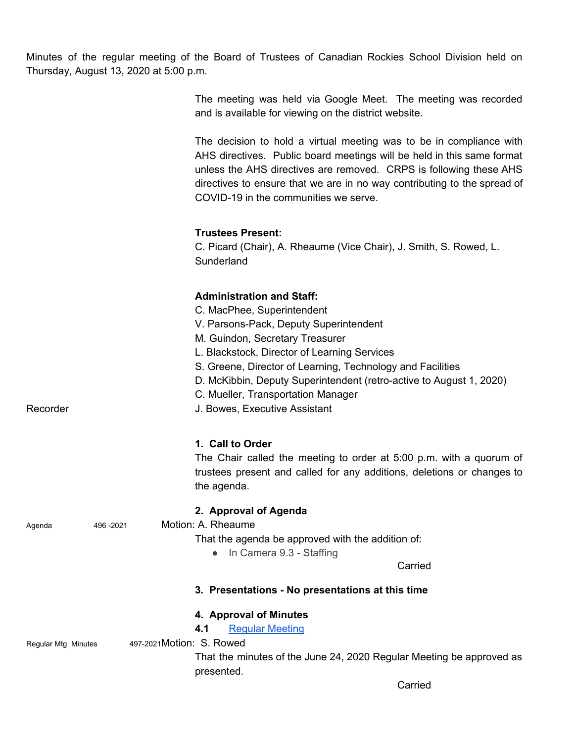Minutes of the regular meeting of the Board of Trustees of Canadian Rockies School Division held on Thursday, August 13, 2020 at 5:00 p.m.

The meeting was held via Google Meet. The meeting was recorded and is available for viewing on the district website.

The decision to hold a virtual meeting was to be in compliance with AHS directives. Public board meetings will be held in this same format unless the AHS directives are removed. CRPS is following these AHS directives to ensure that we are in no way contributing to the spread of COVID-19 in the communities we serve.

**Trustees Present:**
C. Picard (Chair), A. Rheaume (Vice Chair), J. Smith, S. Rowed, L. Sunderland

**Administration and Staff:**
C. MacPhee, Superintendent
V. Parsons-Pack, Deputy Superintendent
M. Guindon, Secretary Treasurer
L. Blackstock, Director of Learning Services
S. Greene, Director of Learning, Technology and Facilities
D. McKibbin, Deputy Superintendent (retro-active to August 1, 2020)
C. Mueller, Transportation Manager
Recorder — J. Bowes, Executive Assistant

**1. Call to Order**

The Chair called the meeting to order at 5:00 p.m. with a quorum of trustees present and called for any additions, deletions or changes to the agenda.

**2. Approval of Agenda**

Agenda 496 -2021 Motion: A. Rheaume

That the agenda be approved with the addition of:

- In Camera 9.3 - Staffing

Carried

**3. Presentations - No presentations at this time**

**4. Approval of Minutes**

**4.1** [Regular Meeting]

Regular Mtg Minutes 497-2021 Motion: S. Rowed

That the minutes of the June 24, 2020 Regular Meeting be approved as presented.

Carried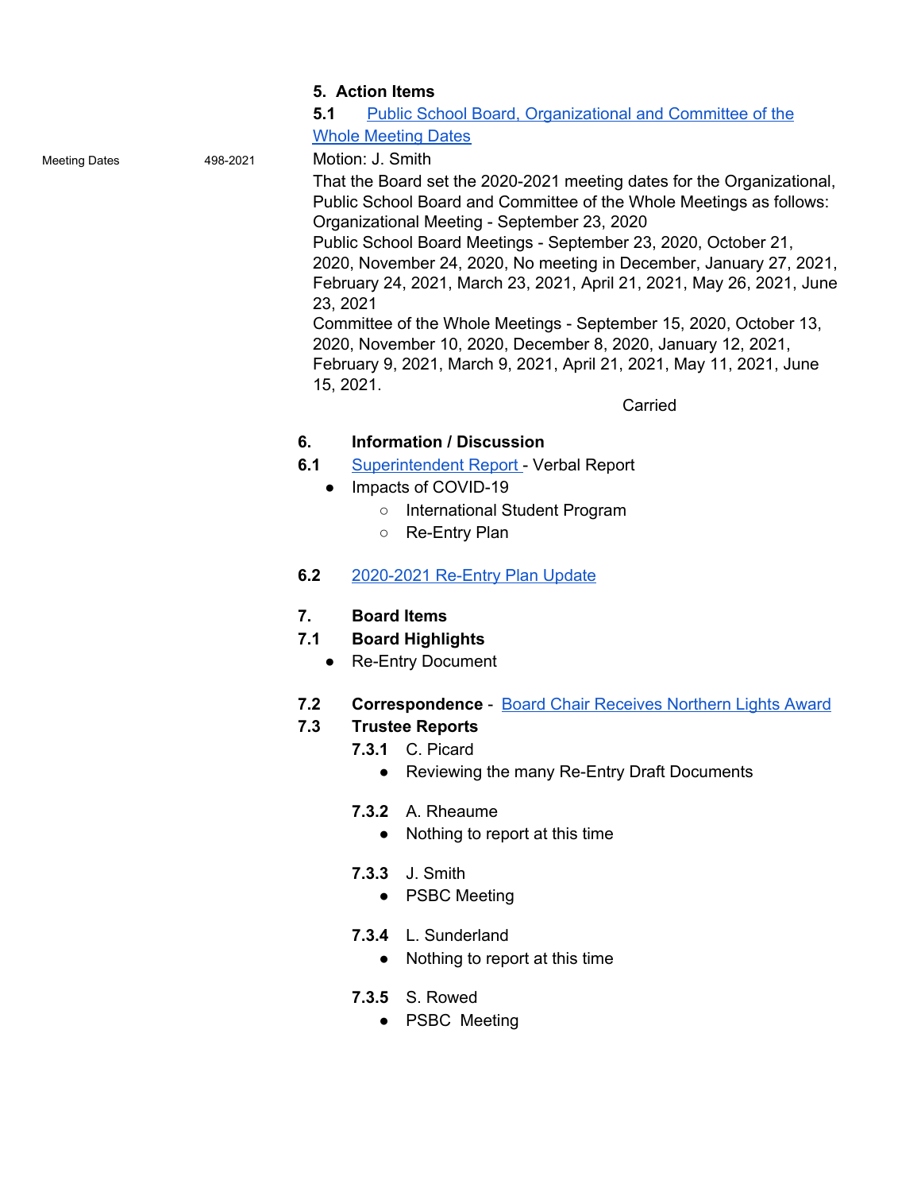**5. Action Items**

**5.1** Public School Board, Organizational and Committee of the Whole Meeting Dates

Meeting Dates 498-2021

Motion: J. Smith

That the Board set the 2020-2021 meeting dates for the Organizational, Public School Board and Committee of the Whole Meetings as follows:
Organizational Meeting - September 23, 2020
Public School Board Meetings - September 23, 2020, October 21, 2020, November 24, 2020, No meeting in December, January 27, 2021, February 24, 2021, March 23, 2021, April 21, 2021, May 26, 2021, June 23, 2021
Committee of the Whole Meetings - September 15, 2020, October 13, 2020, November 10, 2020, December 8, 2020, January 12, 2021, February 9, 2021, March 9, 2021, April 21, 2021, May 11, 2021, June 15, 2021.

Carried

**6. Information / Discussion**

**6.1** Superintendent Report - Verbal Report

- Impacts of COVID-19
  - International Student Program
  - Re-Entry Plan

**6.2** 2020-2021 Re-Entry Plan Update

**7. Board Items**

**7.1 Board Highlights**

- Re-Entry Document

**7.2 Correspondence** - Board Chair Receives Northern Lights Award

**7.3 Trustee Reports**

**7.3.1** C. Picard

- Reviewing the many Re-Entry Draft Documents

**7.3.2** A. Rheaume

- Nothing to report at this time

**7.3.3** J. Smith

- PSBC Meeting

**7.3.4** L. Sunderland

- Nothing to report at this time

**7.3.5** S. Rowed

- PSBC Meeting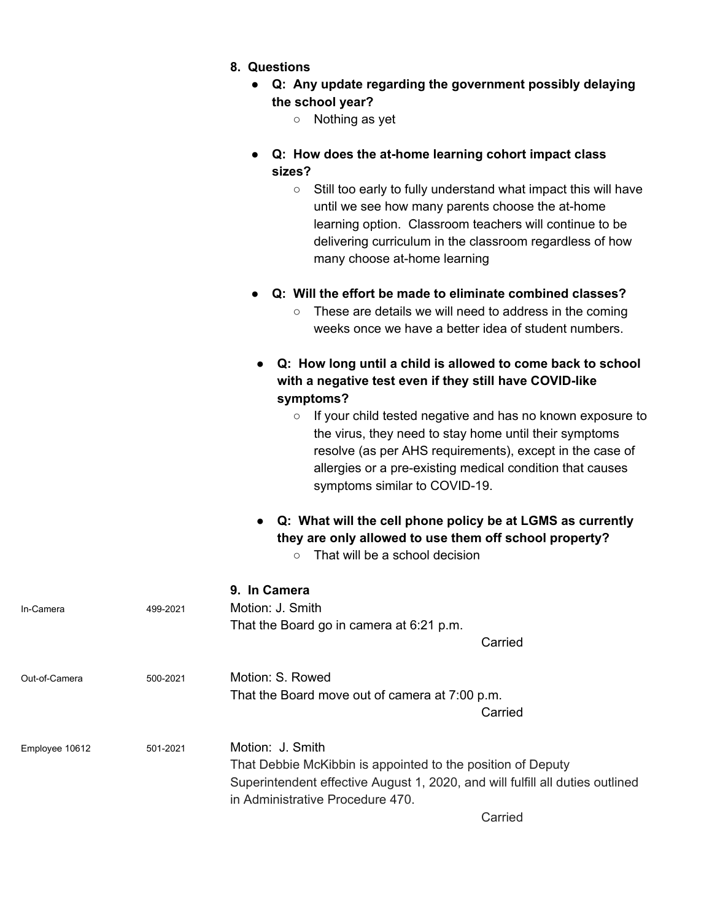## 8. Questions

- **Q: Any update regarding the government possibly delaying the school year?**
  - Nothing as yet
- **Q: How does the at-home learning cohort impact class sizes?**
  - Still too early to fully understand what impact this will have until we see how many parents choose the at-home learning option. Classroom teachers will continue to be delivering curriculum in the classroom regardless of how many choose at-home learning
- **Q: Will the effort be made to eliminate combined classes?**
  - These are details we will need to address in the coming weeks once we have a better idea of student numbers.
- **Q: How long until a child is allowed to come back to school with a negative test even if they still have COVID-like symptoms?**
  - If your child tested negative and has no known exposure to the virus, they need to stay home until their symptoms resolve (as per AHS requirements), except in the case of allergies or a pre-existing medical condition that causes symptoms similar to COVID-19.
- **Q: What will the cell phone policy be at LGMS as currently they are only allowed to use them off school property?**
  - That will be a school decision

## 9. In Camera

In-Camera 499-2021

Motion: J. Smith
That the Board go in camera at 6:21 p.m.

Carried

Out-of-Camera 500-2021

Motion: S. Rowed
That the Board move out of camera at 7:00 p.m.

Carried

Employee 10612 501-2021

Motion: J. Smith
That Debbie McKibbin is appointed to the position of Deputy Superintendent effective August 1, 2020, and will fulfill all duties outlined in Administrative Procedure 470.

Carried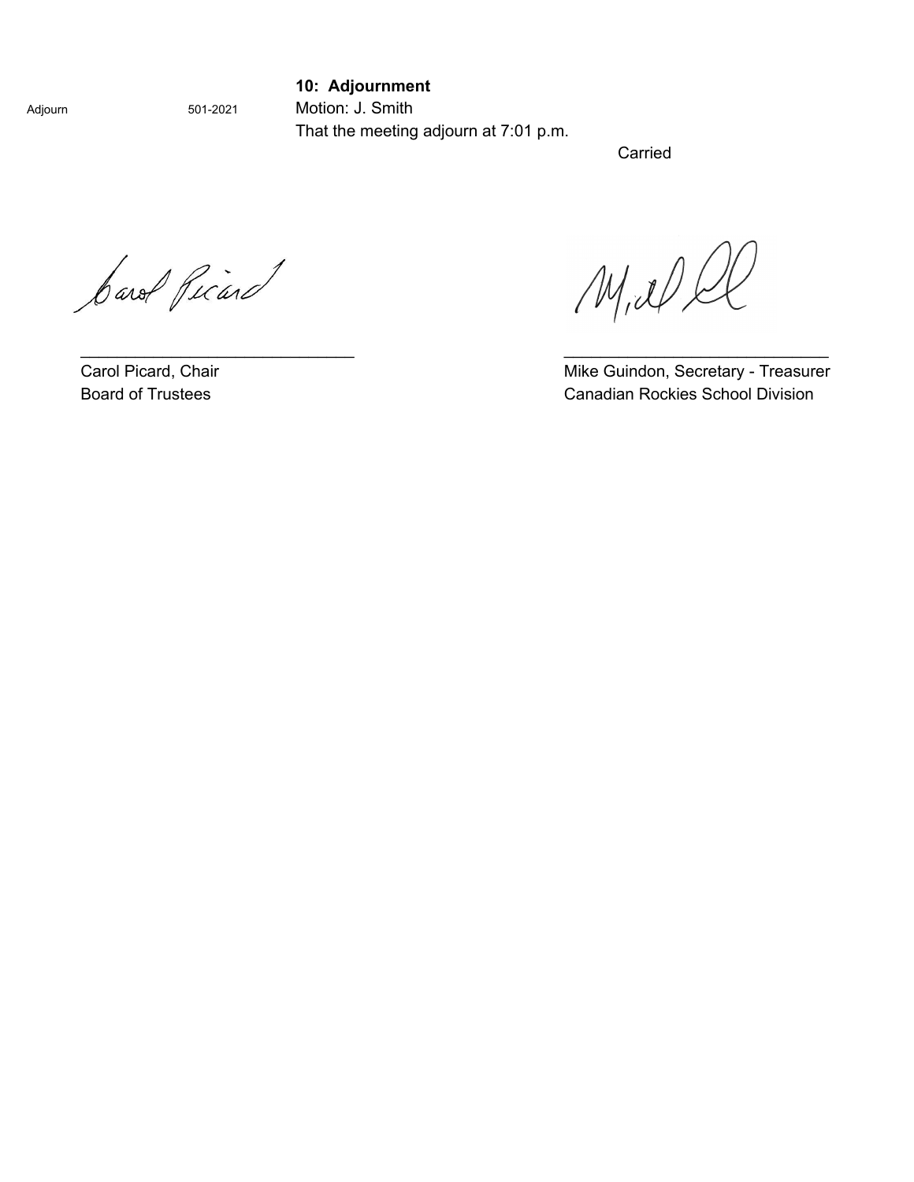Adjourn 501-2021

**10: Adjournment**

Motion: J. Smith

That the meeting adjourn at 7:01 p.m.

Carried

Carol Picard, Chair
Board of Trustees

Mike Guindon, Secretary - Treasurer
Canadian Rockies School Division